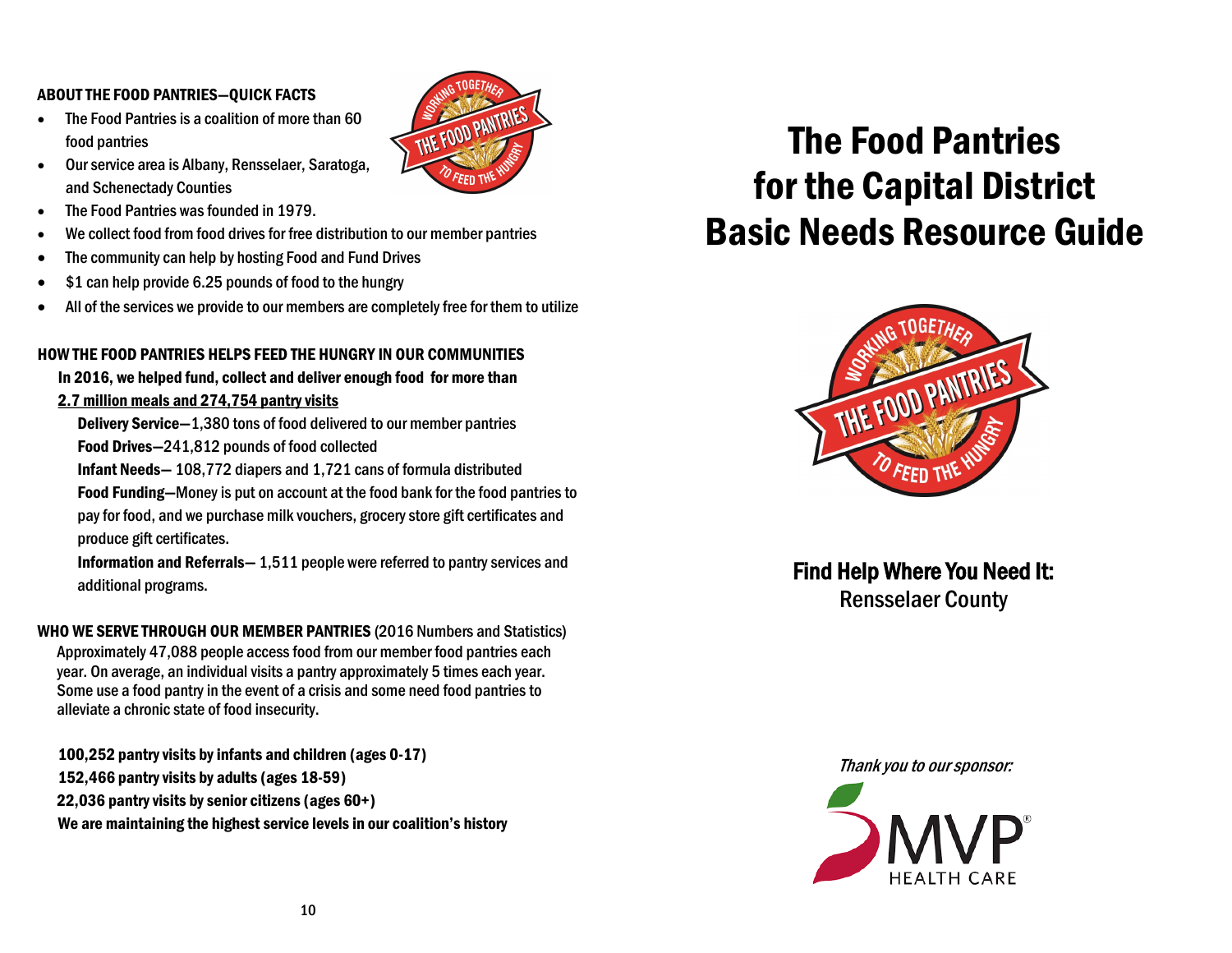## ABOUT THE FOOD PANTRIES—QUICK FACTS

- The Food Pantries is a coalition of more than 60 food pantries
- Our service area is Albany, Rensselaer, Saratoga, and Schenectady Counties
- The Food Pantries was founded in 1979.
- We collect food from food drives for free distribution to our member pantries
- The community can help by hosting Food and Fund Drives
- $1 can help provide 6.25 pounds of food to the hungry
- All of the services we provide to our members are completely free for them to utilize

## HOW THE FOOD PANTRIES HELPS FEED THE HUNGRY IN OUR COMMUNITIES

**In 2016, we helped fund, collect and deliver enough food for more than <u>2.7 million meals and 274,754 pantry visits</u>**

**Delivery Service**—1,380 tons of food delivered to our member pantries

**Food Drives**—241,812 pounds of food collected

**Infant Needs**— 108,772 diapers and 1,721 cans of formula distributed

**Food Funding**—Money is put on account at the food bank for the food pantries to pay for food, and we purchase milk vouchers, grocery store gift certificates and produce gift certificates.

**Information and Referrals**— 1,511 people were referred to pantry services and additional programs.

## WHO WE SERVE THROUGH OUR MEMBER PANTRIES (2016 Numbers and Statistics)

Approximately 47,088 people access food from our member food pantries each year. On average, an individual visits a pantry approximately 5 times each year. Some use a food pantry in the event of a crisis and some need food pantries to alleviate a chronic state of food insecurity.

**100,252 pantry visits by infants and children (ages 0-17)**
**152,466 pantry visits by adults (ages 18-59)**
**22,036 pantry visits by senior citizens (ages 60+)**
**We are maintaining the highest service levels in our coalition's history**

# The Food Pantries for the Capital District Basic Needs Resource Guide

## Find Help Where You Need It:
Rensselaer County

*Thank you to our sponsor:*

MVP HEALTH CARE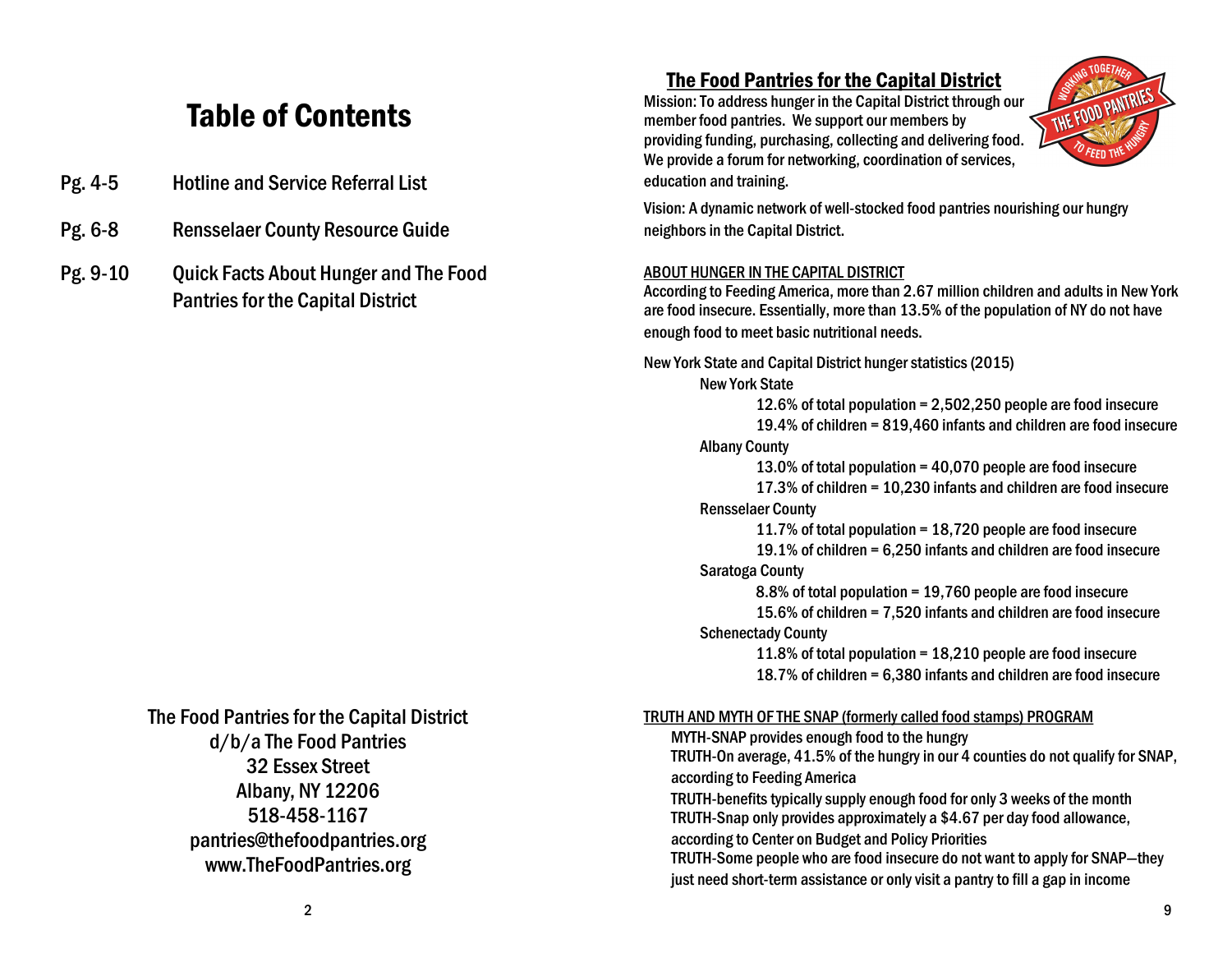# Table of Contents

| | |
|---|---|
| Pg. 4-5 | Hotline and Service Referral List |
| Pg. 6-8 | Rensselaer County Resource Guide |
| Pg. 9-10 | Quick Facts About Hunger and The Food Pantries for the Capital District |

The Food Pantries for the Capital District
d/b/a The Food Pantries
32 Essex Street
Albany, NY 12206
518-458-1167
pantries@thefoodpantries.org
www.TheFoodPantries.org

## The Food Pantries for the Capital District

Mission: To address hunger in the Capital District through our member food pantries. We support our members by providing funding, purchasing, collecting and delivering food. We provide a forum for networking, coordination of services, education and training.

Vision: A dynamic network of well-stocked food pantries nourishing our hungry neighbors in the Capital District.

### ABOUT HUNGER IN THE CAPITAL DISTRICT

According to Feeding America, more than 2.67 million children and adults in New York are food insecure. Essentially, more than 13.5% of the population of NY do not have enough food to meet basic nutritional needs.

New York State and Capital District hunger statistics (2015)

- New York State
  - 12.6% of total population = 2,502,250 people are food insecure
  - 19.4% of children = 819,460 infants and children are food insecure
- Albany County
  - 13.0% of total population = 40,070 people are food insecure
  - 17.3% of children = 10,230 infants and children are food insecure
- Rensselaer County
  - 11.7% of total population = 18,720 people are food insecure
  - 19.1% of children = 6,250 infants and children are food insecure
- Saratoga County
  - 8.8% of total population = 19,760 people are food insecure
  - 15.6% of children = 7,520 infants and children are food insecure
- Schenectady County
  - 11.8% of total population = 18,210 people are food insecure
  - 18.7% of children = 6,380 infants and children are food insecure

### TRUTH AND MYTH OF THE SNAP (formerly called food stamps) PROGRAM

MYTH-SNAP provides enough food to the hungry

TRUTH-On average, 41.5% of the hungry in our 4 counties do not qualify for SNAP, according to Feeding America

TRUTH-benefits typically supply enough food for only 3 weeks of the month

TRUTH-Snap only provides approximately a $4.67 per day food allowance, according to Center on Budget and Policy Priorities

TRUTH-Some people who are food insecure do not want to apply for SNAP—they just need short-term assistance or only visit a pantry to fill a gap in income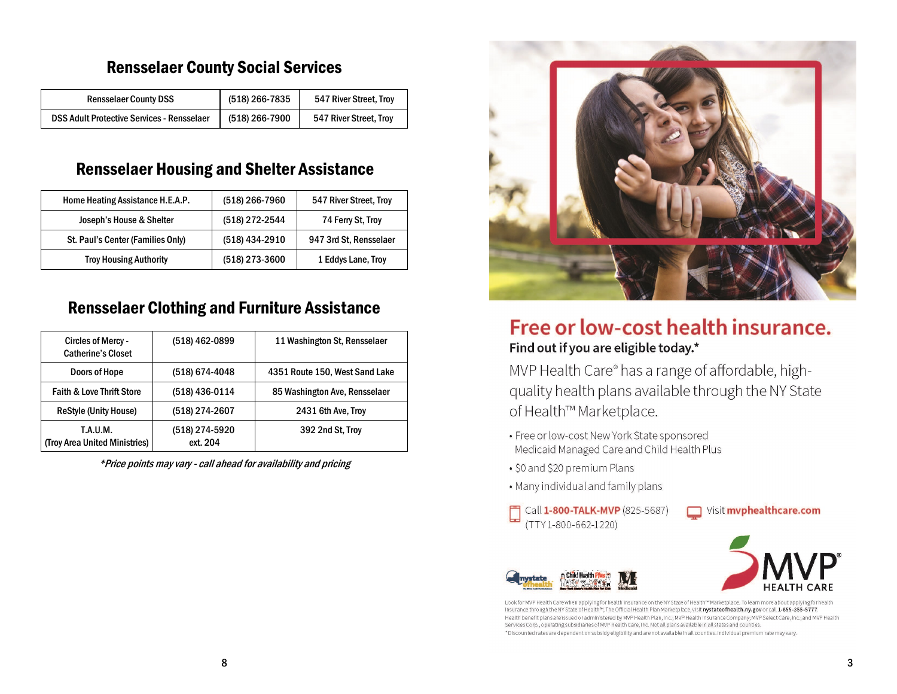## Rensselaer County Social Services

| Rensselaer County DSS | (518) 266-7835 | 547 River Street, Troy |
|---|---|---|
| DSS Adult Protective Services - Rensselaer | (518) 266-7900 | 547 River Street, Troy |

## Rensselaer Housing and Shelter Assistance

| Home Heating Assistance H.E.A.P. | (518) 266-7960 | 547 River Street, Troy |
|---|---|---|
| Joseph's House & Shelter | (518) 272-2544 | 74 Ferry St, Troy |
| St. Paul's Center (Families Only) | (518) 434-2910 | 947 3rd St, Rensselaer |
| Troy Housing Authority | (518) 273-3600 | 1 Eddys Lane, Troy |

## Rensselaer Clothing and Furniture Assistance

| Circles of Mercy - Catherine's Closet | (518) 462-0899 | 11 Washington St, Rensselaer |
|---|---|---|
| Doors of Hope | (518) 674-4048 | 4351 Route 150, West Sand Lake |
| Faith & Love Thrift Store | (518) 436-0114 | 85 Washington Ave, Rensselaer |
| ReStyle (Unity House) | (518) 274-2607 | 2431 6th Ave, Troy |
| T.A.U.M. (Troy Area United Ministries) | (518) 274-5920 ext. 204 | 392 2nd St, Troy |

*\*Price points may vary - call ahead for availability and pricing*

## Free or low-cost health insurance.

**Find out if you are eligible today.\***

MVP Health Care® has a range of affordable, high-quality health plans available through the NY State of Health™ Marketplace.

- Free or low-cost New York State sponsored Medicaid Managed Care and Child Health Plus
- $0 and $20 premium Plans
- Many individual and family plans

Call **1-800-TALK-MVP** (825-5687) (TTY 1-800-662-1220)

Visit **mvphealthcare.com**

MVP HEALTH CARE

Look for MVP Health Care when applying for health insurance on the NY State of Health™ Marketplace. To learn more about applying for health insurance through the NY State of Health™, The Official Health Plan Marketplace, visit **nystateofhealth.ny.gov** or call **1-855-355-5777**.
Health benefit plans are issued or administered by MVP Health Plan, Inc.; MVP Health Insurance Company; MVP Select Care, Inc.; and MVP Health Services Corp., operating subsidiaries of MVP Health Care, Inc. Not all plans available in all states and counties.
\*Discounted rates are dependent on subsidy eligibility and are not available in all counties. Individual premium rate may vary.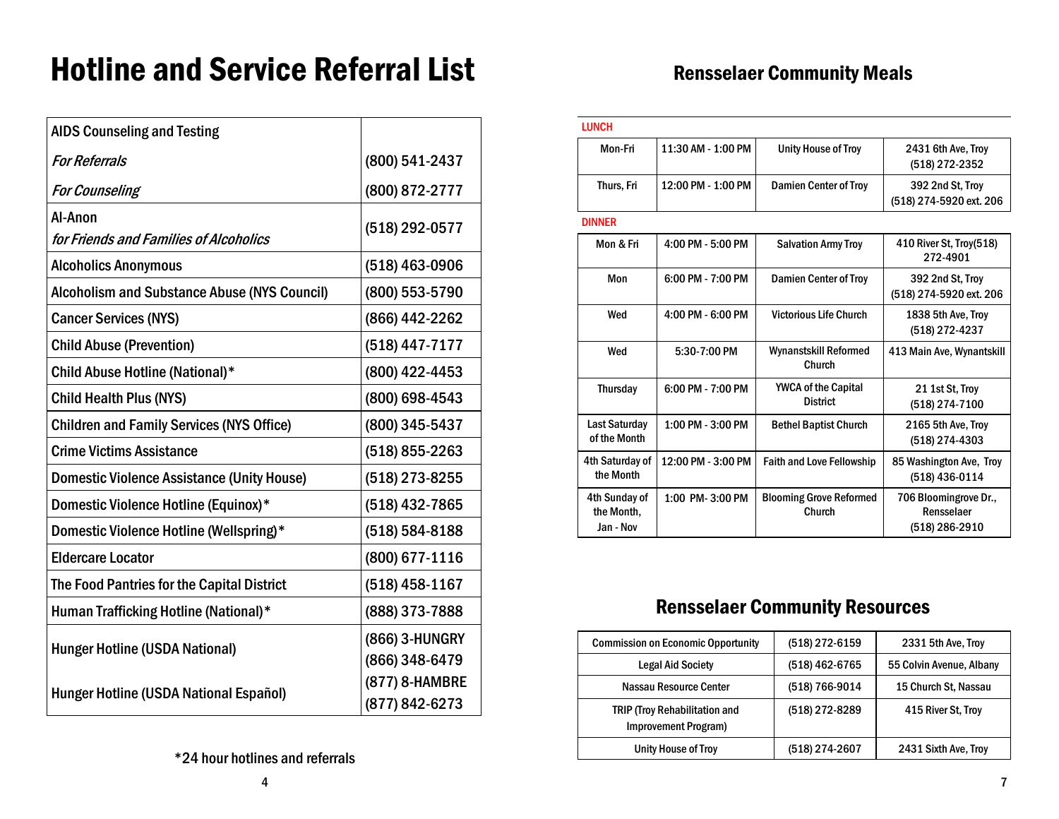# Hotline and Service Referral List

| Service | Phone |
|---|---|
| AIDS Counseling and Testing | |
| *For Referrals* | (800) 541-2437 |
| *For Counseling* | (800) 872-2777 |
| Al-Anon *for Friends and Families of Alcoholics* | (518) 292-0577 |
| Alcoholics Anonymous | (518) 463-0906 |
| Alcoholism and Substance Abuse (NYS Council) | (800) 553-5790 |
| Cancer Services (NYS) | (866) 442-2262 |
| Child Abuse (Prevention) | (518) 447-7177 |
| Child Abuse Hotline (National)* | (800) 422-4453 |
| Child Health Plus (NYS) | (800) 698-4543 |
| Children and Family Services (NYS Office) | (800) 345-5437 |
| Crime Victims Assistance | (518) 855-2263 |
| Domestic Violence Assistance (Unity House) | (518) 273-8255 |
| Domestic Violence Hotline (Equinox)* | (518) 432-7865 |
| Domestic Violence Hotline (Wellspring)* | (518) 584-8188 |
| Eldercare Locator | (800) 677-1116 |
| The Food Pantries for the Capital District | (518) 458-1167 |
| Human Trafficking Hotline (National)* | (888) 373-7888 |
| Hunger Hotline (USDA National) | (866) 3-HUNGRY (866) 348-6479 |
| Hunger Hotline (USDA National Español) | (877) 8-HAMBRE (877) 842-6273 |

*24 hour hotlines and referrals

## Rensselaer Community Meals

| Day | Time | Location | Address |
|---|---|---|---|
| **LUNCH** | | | |
| Mon-Fri | 11:30 AM - 1:00 PM | Unity House of Troy | 2431 6th Ave, Troy (518) 272-2352 |
| Thurs, Fri | 12:00 PM - 1:00 PM | Damien Center of Troy | 392 2nd St, Troy (518) 274-5920 ext. 206 |
| **DINNER** | | | |
| Mon & Fri | 4:00 PM - 5:00 PM | Salvation Army Troy | 410 River St, Troy(518) 272-4901 |
| Mon | 6:00 PM - 7:00 PM | Damien Center of Troy | 392 2nd St, Troy (518) 274-5920 ext. 206 |
| Wed | 4:00 PM - 6:00 PM | Victorious Life Church | 1838 5th Ave, Troy (518) 272-4237 |
| Wed | 5:30-7:00 PM | Wynanstskill Reformed Church | 413 Main Ave, Wynantskill |
| Thursday | 6:00 PM - 7:00 PM | YWCA of the Capital District | 21 1st St, Troy (518) 274-7100 |
| Last Saturday of the Month | 1:00 PM - 3:00 PM | Bethel Baptist Church | 2165 5th Ave, Troy (518) 274-4303 |
| 4th Saturday of the Month | 12:00 PM - 3:00 PM | Faith and Love Fellowship | 85 Washington Ave, Troy (518) 436-0114 |
| 4th Sunday of the Month, Jan - Nov | 1:00 PM- 3:00 PM | Blooming Grove Reformed Church | 706 Bloomingrove Dr., Rensselaer (518) 286-2910 |

## Rensselaer Community Resources

| Resource | Phone | Address |
|---|---|---|
| Commission on Economic Opportunity | (518) 272-6159 | 2331 5th Ave, Troy |
| Legal Aid Society | (518) 462-6765 | 55 Colvin Avenue, Albany |
| Nassau Resource Center | (518) 766-9014 | 15 Church St, Nassau |
| TRIP (Troy Rehabilitation and Improvement Program) | (518) 272-8289 | 415 River St, Troy |
| Unity House of Troy | (518) 274-2607 | 2431 Sixth Ave, Troy |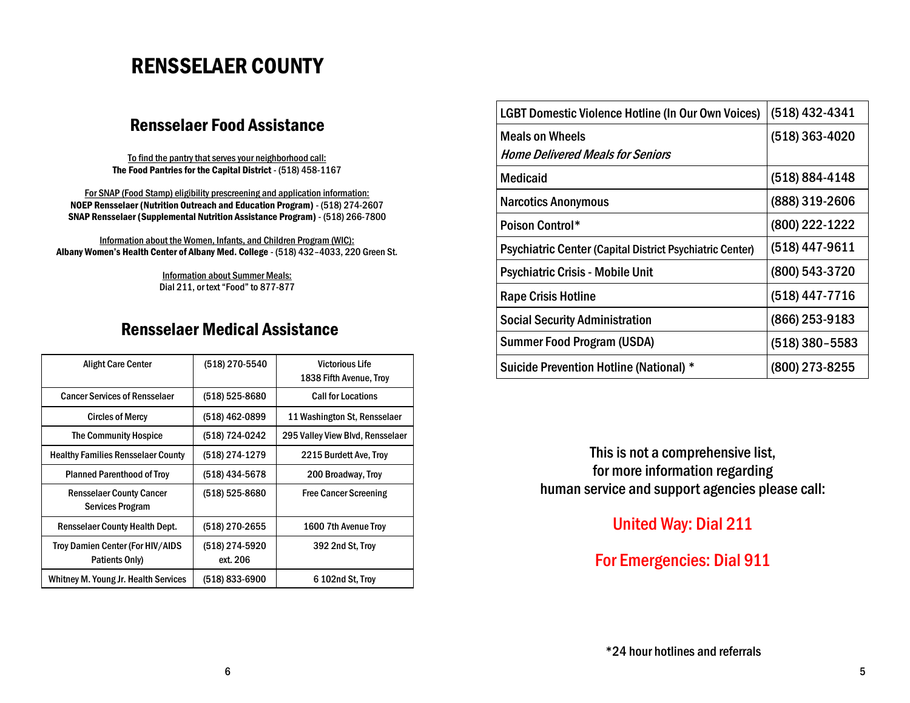# RENSSELAER COUNTY

## Rensselaer Food Assistance

To find the pantry that serves your neighborhood call:
**The Food Pantries for the Capital District** - (518) 458-1167

For SNAP (Food Stamp) eligibility prescreening and application information:
**NOEP Rensselaer (Nutrition Outreach and Education Program)** - (518) 274-2607
**SNAP Rensselaer (Supplemental Nutrition Assistance Program)** - (518) 266-7800

Information about the Women, Infants, and Children Program (WIC):
**Albany Women's Health Center of Albany Med. College** - (518) 432–4033, 220 Green St.

Information about Summer Meals:
Dial 211, or text "Food" to 877-877

## Rensselaer Medical Assistance

| | | |
|---|---|---|
| Alight Care Center | (518) 270-5540 | Victorious Life 1838 Fifth Avenue, Troy |
| Cancer Services of Rensselaer | (518) 525-8680 | Call for Locations |
| Circles of Mercy | (518) 462-0899 | 11 Washington St, Rensselaer |
| The Community Hospice | (518) 724-0242 | 295 Valley View Blvd, Rensselaer |
| Healthy Families Rensselaer County | (518) 274-1279 | 2215 Burdett Ave, Troy |
| Planned Parenthood of Troy | (518) 434-5678 | 200 Broadway, Troy |
| Rensselaer County Cancer Services Program | (518) 525-8680 | Free Cancer Screening |
| Rensselaer County Health Dept. | (518) 270-2655 | 1600 7th Avenue Troy |
| Troy Damien Center (For HIV/AIDS Patients Only) | (518) 274-5920 ext. 206 | 392 2nd St, Troy |
| Whitney M. Young Jr. Health Services | (518) 833-6900 | 6 102nd St, Troy |

| | |
|---|---|
| LGBT Domestic Violence Hotline (In Our Own Voices) | (518) 432-4341 |
| Meals on Wheels *Home Delivered Meals for Seniors* | (518) 363-4020 |
| Medicaid | (518) 884-4148 |
| Narcotics Anonymous | (888) 319-2606 |
| Poison Control* | (800) 222-1222 |
| Psychiatric Center (Capital District Psychiatric Center) | (518) 447-9611 |
| Psychiatric Crisis - Mobile Unit | (800) 543-3720 |
| Rape Crisis Hotline | (518) 447-7716 |
| Social Security Administration | (866) 253-9183 |
| Summer Food Program (USDA) | (518) 380–5583 |
| Suicide Prevention Hotline (National) * | (800) 273-8255 |

This is not a comprehensive list,
for more information regarding
human service and support agencies please call:

United Way: Dial 211

For Emergencies: Dial 911

*24 hour hotlines and referrals